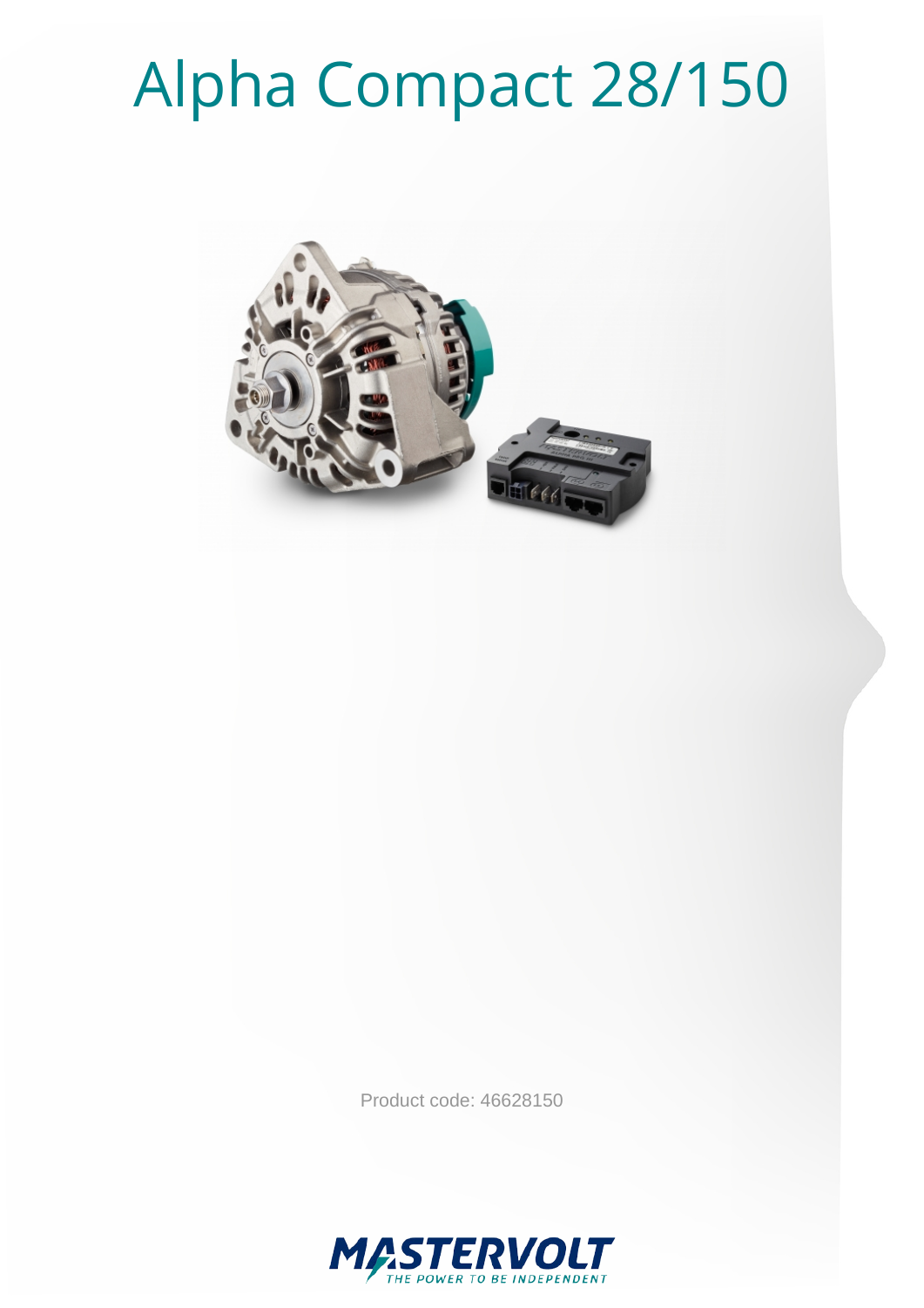# Alpha Compact 28/150

Product code: 46628150

MASTERVOLT
THE POWER TO BE INDEPENDENT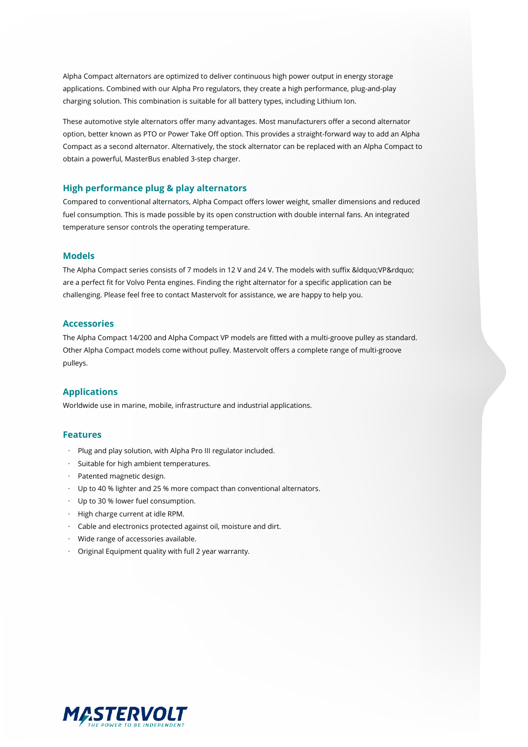Alpha Compact alternators are optimized to deliver continuous high power output in energy storage applications. Combined with our Alpha Pro regulators, they create a high performance, plug-and-play charging solution. This combination is suitable for all battery types, including Lithium Ion.

These automotive style alternators offer many advantages. Most manufacturers offer a second alternator option, better known as PTO or Power Take Off option. This provides a straight-forward way to add an Alpha Compact as a second alternator. Alternatively, the stock alternator can be replaced with an Alpha Compact to obtain a powerful, MasterBus enabled 3-step charger.

## High performance plug & play alternators

Compared to conventional alternators, Alpha Compact offers lower weight, smaller dimensions and reduced fuel consumption. This is made possible by its open construction with double internal fans. An integrated temperature sensor controls the operating temperature.

## Models

The Alpha Compact series consists of 7 models in 12 V and 24 V. The models with suffix &ldquo;VP&rdquo; are a perfect fit for Volvo Penta engines. Finding the right alternator for a specific application can be challenging. Please feel free to contact Mastervolt for assistance, we are happy to help you.

## Accessories

The Alpha Compact 14/200 and Alpha Compact VP models are fitted with a multi-groove pulley as standard. Other Alpha Compact models come without pulley. Mastervolt offers a complete range of multi-groove pulleys.

## Applications

Worldwide use in marine, mobile, infrastructure and industrial applications.

## Features

- Plug and play solution, with Alpha Pro III regulator included.
- Suitable for high ambient temperatures.
- Patented magnetic design.
- Up to 40 % lighter and 25 % more compact than conventional alternators.
- Up to 30 % lower fuel consumption.
- High charge current at idle RPM.
- Cable and electronics protected against oil, moisture and dirt.
- Wide range of accessories available.
- Original Equipment quality with full 2 year warranty.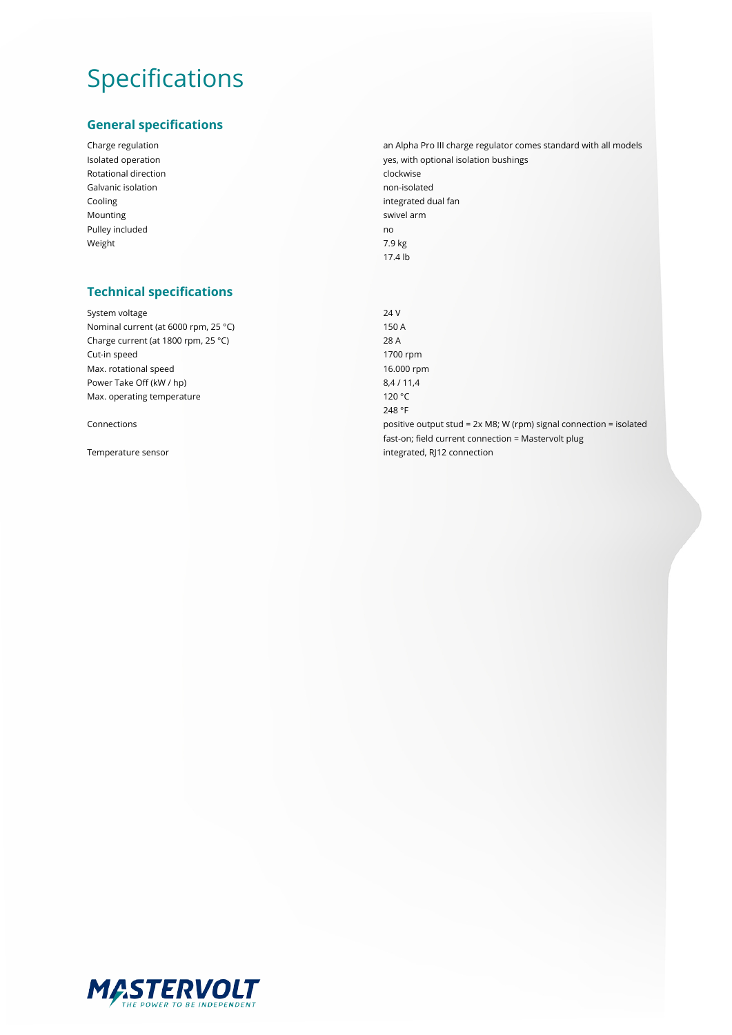# Specifications

## General specifications

| | |
|---|---|
| Charge regulation | an Alpha Pro III charge regulator comes standard with all models |
| Isolated operation | yes, with optional isolation bushings |
| Rotational direction | clockwise |
| Galvanic isolation | non-isolated |
| Cooling | integrated dual fan |
| Mounting | swivel arm |
| Pulley included | no |
| Weight | 7.9 kg<br>17.4 lb |

## Technical specifications

| | |
|---|---|
| System voltage | 24 V |
| Nominal current (at 6000 rpm, 25 °C) | 150 A |
| Charge current (at 1800 rpm, 25 °C) | 28 A |
| Cut-in speed | 1700 rpm |
| Max. rotational speed | 16.000 rpm |
| Power Take Off (kW / hp) | 8,4 / 11,4 |
| Max. operating temperature | 120 °C<br>248 °F |
| Connections | positive output stud = 2x M8; W (rpm) signal connection = isolated fast-on; field current connection = Mastervolt plug |
| Temperature sensor | integrated, RJ12 connection |

MASTERVOLT
THE POWER TO BE INDEPENDENT